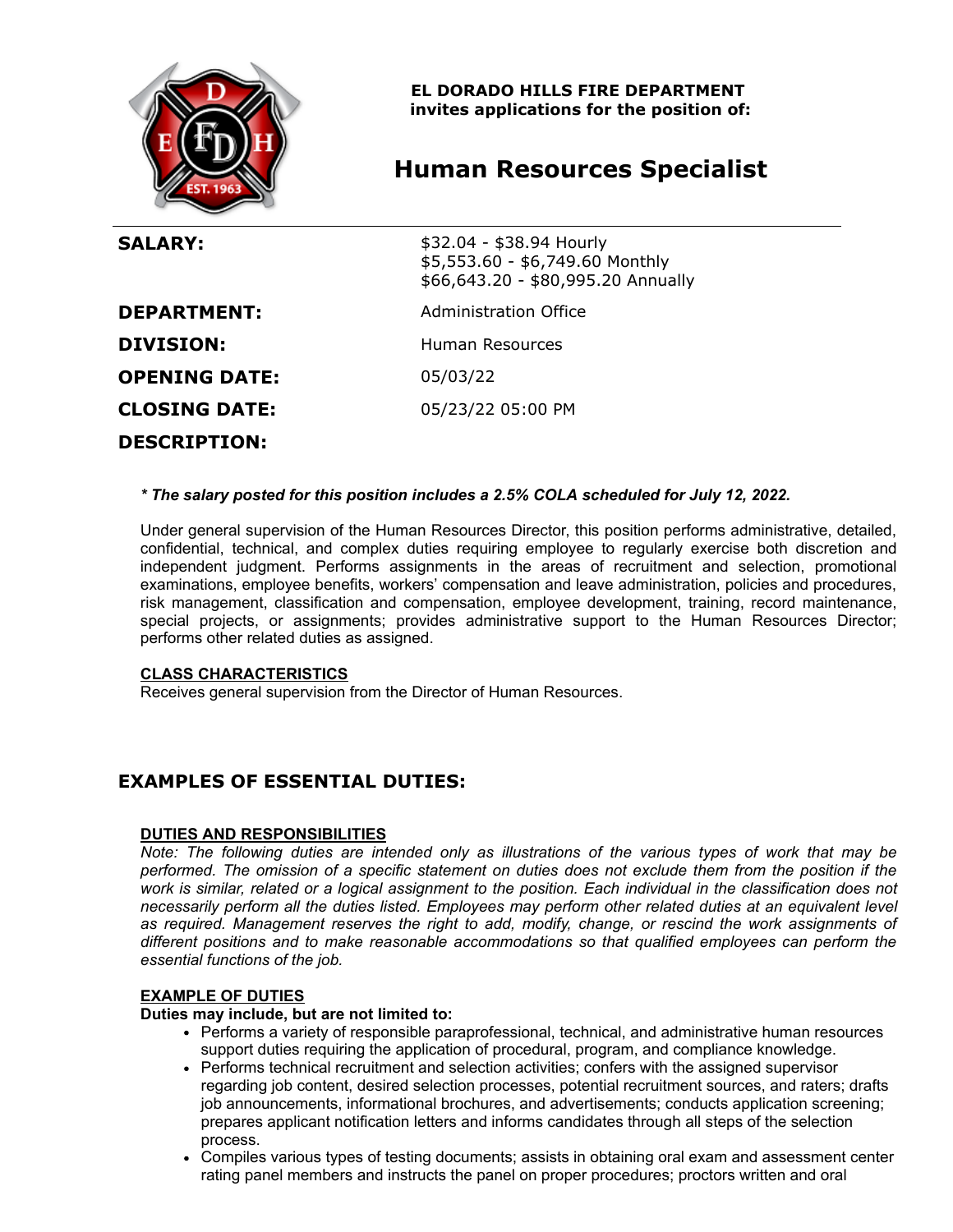**EL DORADO HILLS FIRE DEPARTMENT**
**invites applications for the position of:**

# Human Resources Specialist

| | |
|---|---|
| **SALARY:** | $32.04 - $38.94 Hourly<br>$5,553.60 - $6,749.60 Monthly<br>$66,643.20 - $80,995.20 Annually |
| **DEPARTMENT:** | Administration Office |
| **DIVISION:** | Human Resources |
| **OPENING DATE:** | 05/03/22 |
| **CLOSING DATE:** | 05/23/22 05:00 PM |

## DESCRIPTION:

***\* The salary posted for this position includes a 2.5% COLA scheduled for July 12, 2022.***

Under general supervision of the Human Resources Director, this position performs administrative, detailed, confidential, technical, and complex duties requiring employee to regularly exercise both discretion and independent judgment. Performs assignments in the areas of recruitment and selection, promotional examinations, employee benefits, workers' compensation and leave administration, policies and procedures, risk management, classification and compensation, employee development, training, record maintenance, special projects, or assignments; provides administrative support to the Human Resources Director; performs other related duties as assigned.

### CLASS CHARACTERISTICS

Receives general supervision from the Director of Human Resources.

## EXAMPLES OF ESSENTIAL DUTIES:

### DUTIES AND RESPONSIBILITIES

*Note: The following duties are intended only as illustrations of the various types of work that may be performed. The omission of a specific statement on duties does not exclude them from the position if the work is similar, related or a logical assignment to the position. Each individual in the classification does not necessarily perform all the duties listed. Employees may perform other related duties at an equivalent level as required. Management reserves the right to add, modify, change, or rescind the work assignments of different positions and to make reasonable accommodations so that qualified employees can perform the essential functions of the job.*

### EXAMPLE OF DUTIES

**Duties may include, but are not limited to:**

- Performs a variety of responsible paraprofessional, technical, and administrative human resources support duties requiring the application of procedural, program, and compliance knowledge.
- Performs technical recruitment and selection activities; confers with the assigned supervisor regarding job content, desired selection processes, potential recruitment sources, and raters; drafts job announcements, informational brochures, and advertisements; conducts application screening; prepares applicant notification letters and informs candidates through all steps of the selection process.
- Compiles various types of testing documents; assists in obtaining oral exam and assessment center rating panel members and instructs the panel on proper procedures; proctors written and oral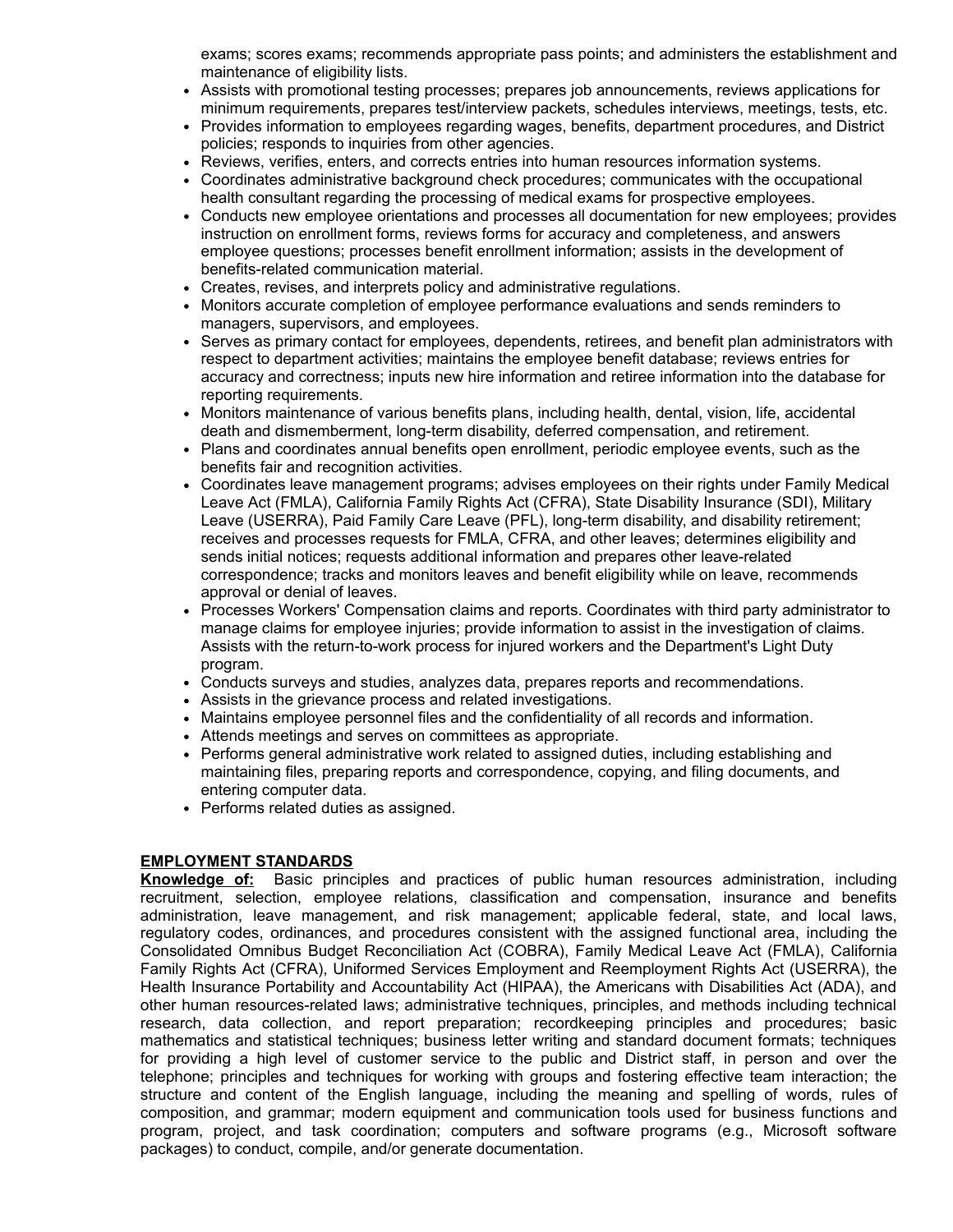exams; scores exams; recommends appropriate pass points; and administers the establishment and maintenance of eligibility lists.

- Assists with promotional testing processes; prepares job announcements, reviews applications for minimum requirements, prepares test/interview packets, schedules interviews, meetings, tests, etc.
- Provides information to employees regarding wages, benefits, department procedures, and District policies; responds to inquiries from other agencies.
- Reviews, verifies, enters, and corrects entries into human resources information systems.
- Coordinates administrative background check procedures; communicates with the occupational health consultant regarding the processing of medical exams for prospective employees.
- Conducts new employee orientations and processes all documentation for new employees; provides instruction on enrollment forms, reviews forms for accuracy and completeness, and answers employee questions; processes benefit enrollment information; assists in the development of benefits-related communication material.
- Creates, revises, and interprets policy and administrative regulations.
- Monitors accurate completion of employee performance evaluations and sends reminders to managers, supervisors, and employees.
- Serves as primary contact for employees, dependents, retirees, and benefit plan administrators with respect to department activities; maintains the employee benefit database; reviews entries for accuracy and correctness; inputs new hire information and retiree information into the database for reporting requirements.
- Monitors maintenance of various benefits plans, including health, dental, vision, life, accidental death and dismemberment, long-term disability, deferred compensation, and retirement.
- Plans and coordinates annual benefits open enrollment, periodic employee events, such as the benefits fair and recognition activities.
- Coordinates leave management programs; advises employees on their rights under Family Medical Leave Act (FMLA), California Family Rights Act (CFRA), State Disability Insurance (SDI), Military Leave (USERRA), Paid Family Care Leave (PFL), long-term disability, and disability retirement; receives and processes requests for FMLA, CFRA, and other leaves; determines eligibility and sends initial notices; requests additional information and prepares other leave-related correspondence; tracks and monitors leaves and benefit eligibility while on leave, recommends approval or denial of leaves.
- Processes Workers' Compensation claims and reports. Coordinates with third party administrator to manage claims for employee injuries; provide information to assist in the investigation of claims. Assists with the return-to-work process for injured workers and the Department's Light Duty program.
- Conducts surveys and studies, analyzes data, prepares reports and recommendations.
- Assists in the grievance process and related investigations.
- Maintains employee personnel files and the confidentiality of all records and information.
- Attends meetings and serves on committees as appropriate.
- Performs general administrative work related to assigned duties, including establishing and maintaining files, preparing reports and correspondence, copying, and filing documents, and entering computer data.
- Performs related duties as assigned.

## EMPLOYMENT STANDARDS

**Knowledge of:** Basic principles and practices of public human resources administration, including recruitment, selection, employee relations, classification and compensation, insurance and benefits administration, leave management, and risk management; applicable federal, state, and local laws, regulatory codes, ordinances, and procedures consistent with the assigned functional area, including the Consolidated Omnibus Budget Reconciliation Act (COBRA), Family Medical Leave Act (FMLA), California Family Rights Act (CFRA), Uniformed Services Employment and Reemployment Rights Act (USERRA), the Health Insurance Portability and Accountability Act (HIPAA), the Americans with Disabilities Act (ADA), and other human resources-related laws; administrative techniques, principles, and methods including technical research, data collection, and report preparation; recordkeeping principles and procedures; basic mathematics and statistical techniques; business letter writing and standard document formats; techniques for providing a high level of customer service to the public and District staff, in person and over the telephone; principles and techniques for working with groups and fostering effective team interaction; the structure and content of the English language, including the meaning and spelling of words, rules of composition, and grammar; modern equipment and communication tools used for business functions and program, project, and task coordination; computers and software programs (e.g., Microsoft software packages) to conduct, compile, and/or generate documentation.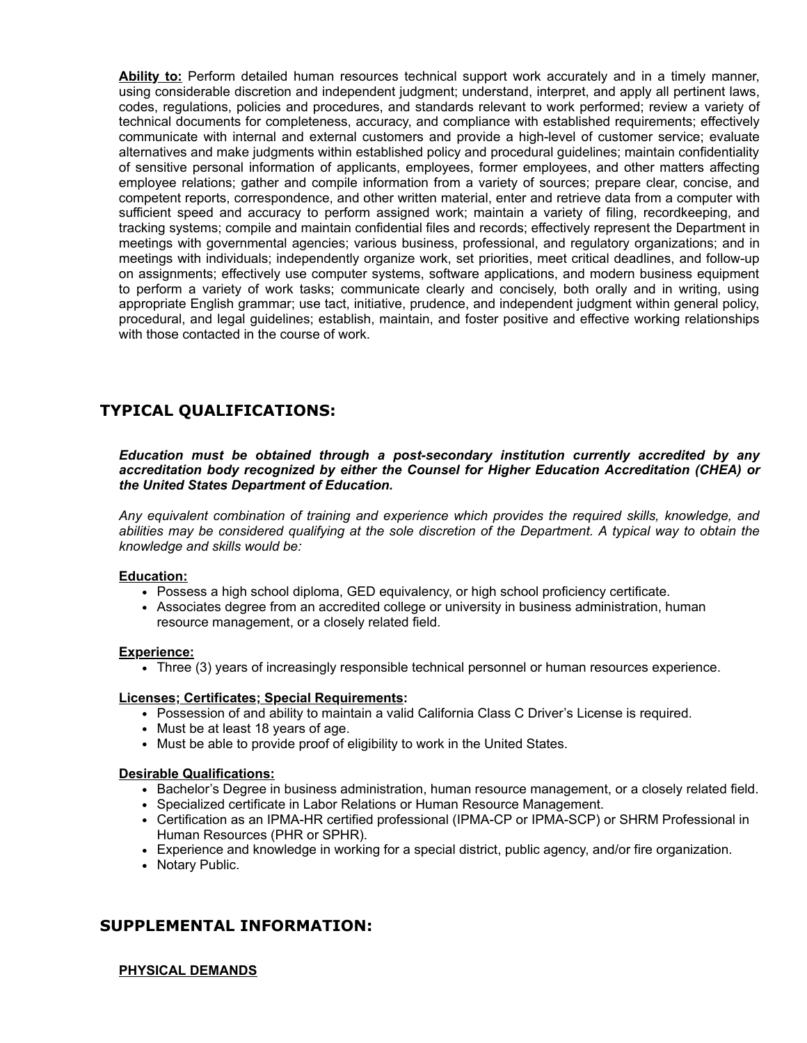**Ability to:** Perform detailed human resources technical support work accurately and in a timely manner, using considerable discretion and independent judgment; understand, interpret, and apply all pertinent laws, codes, regulations, policies and procedures, and standards relevant to work performed; review a variety of technical documents for completeness, accuracy, and compliance with established requirements; effectively communicate with internal and external customers and provide a high-level of customer service; evaluate alternatives and make judgments within established policy and procedural guidelines; maintain confidentiality of sensitive personal information of applicants, employees, former employees, and other matters affecting employee relations; gather and compile information from a variety of sources; prepare clear, concise, and competent reports, correspondence, and other written material, enter and retrieve data from a computer with sufficient speed and accuracy to perform assigned work; maintain a variety of filing, recordkeeping, and tracking systems; compile and maintain confidential files and records; effectively represent the Department in meetings with governmental agencies; various business, professional, and regulatory organizations; and in meetings with individuals; independently organize work, set priorities, meet critical deadlines, and follow-up on assignments; effectively use computer systems, software applications, and modern business equipment to perform a variety of work tasks; communicate clearly and concisely, both orally and in writing, using appropriate English grammar; use tact, initiative, prudence, and independent judgment within general policy, procedural, and legal guidelines; establish, maintain, and foster positive and effective working relationships with those contacted in the course of work.

## TYPICAL QUALIFICATIONS:

***Education must be obtained through a post-secondary institution currently accredited by any accreditation body recognized by either the Counsel for Higher Education Accreditation (CHEA) or the United States Department of Education.***

*Any equivalent combination of training and experience which provides the required skills, knowledge, and abilities may be considered qualifying at the sole discretion of the Department. A typical way to obtain the knowledge and skills would be:*

**Education:**

- Possess a high school diploma, GED equivalency, or high school proficiency certificate.
- Associates degree from an accredited college or university in business administration, human resource management, or a closely related field.

**Experience:**

- Three (3) years of increasingly responsible technical personnel or human resources experience.

**Licenses; Certificates; Special Requirements:**

- Possession of and ability to maintain a valid California Class C Driver's License is required.
- Must be at least 18 years of age.
- Must be able to provide proof of eligibility to work in the United States.

**Desirable Qualifications:**

- Bachelor's Degree in business administration, human resource management, or a closely related field.
- Specialized certificate in Labor Relations or Human Resource Management.
- Certification as an IPMA-HR certified professional (IPMA-CP or IPMA-SCP) or SHRM Professional in Human Resources (PHR or SPHR).
- Experience and knowledge in working for a special district, public agency, and/or fire organization.
- Notary Public.

## SUPPLEMENTAL INFORMATION:

**PHYSICAL DEMANDS**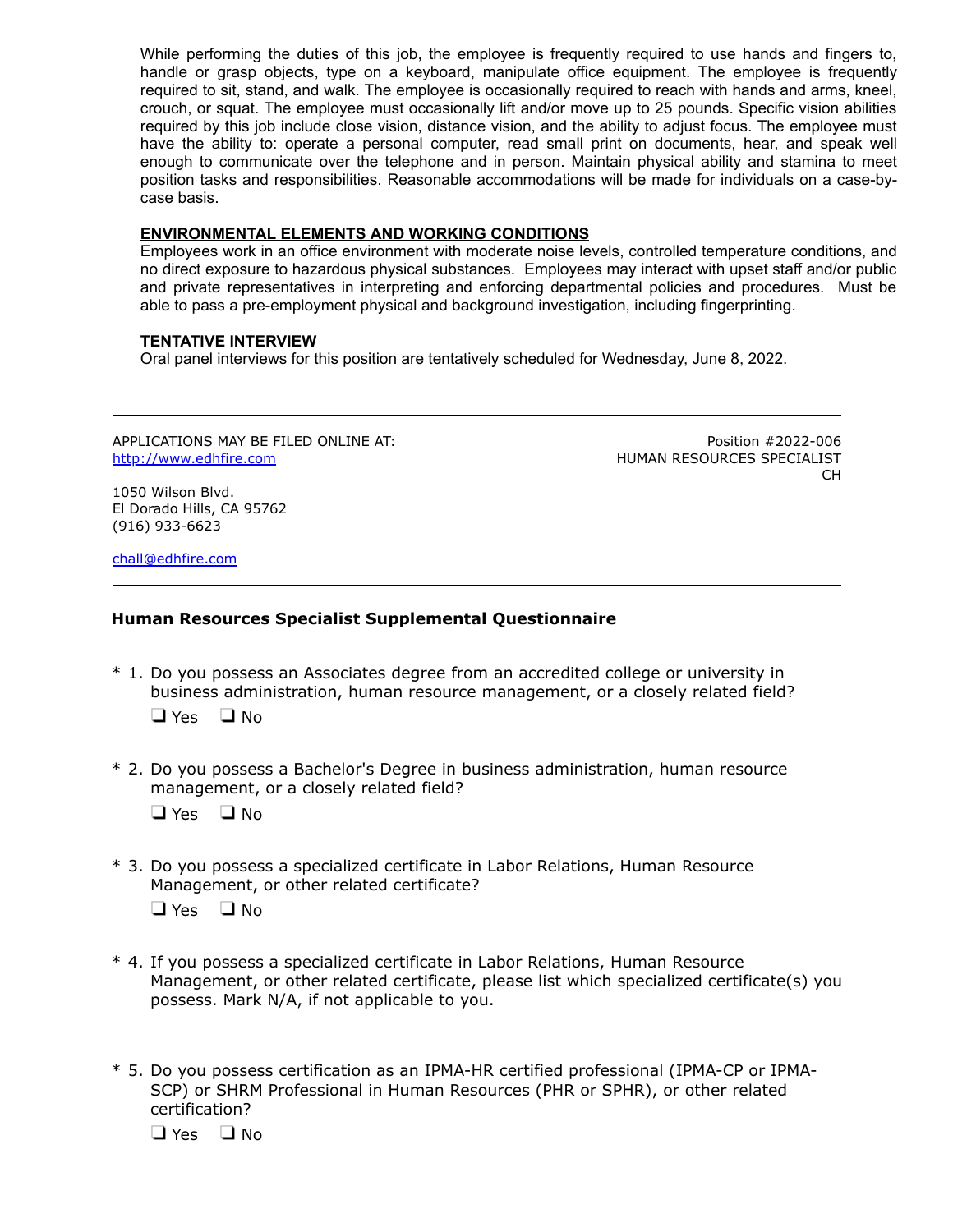While performing the duties of this job, the employee is frequently required to use hands and fingers to, handle or grasp objects, type on a keyboard, manipulate office equipment. The employee is frequently required to sit, stand, and walk. The employee is occasionally required to reach with hands and arms, kneel, crouch, or squat. The employee must occasionally lift and/or move up to 25 pounds. Specific vision abilities required by this job include close vision, distance vision, and the ability to adjust focus. The employee must have the ability to: operate a personal computer, read small print on documents, hear, and speak well enough to communicate over the telephone and in person. Maintain physical ability and stamina to meet position tasks and responsibilities. Reasonable accommodations will be made for individuals on a case-by-case basis.

**ENVIRONMENTAL ELEMENTS AND WORKING CONDITIONS**

Employees work in an office environment with moderate noise levels, controlled temperature conditions, and no direct exposure to hazardous physical substances. Employees may interact with upset staff and/or public and private representatives in interpreting and enforcing departmental policies and procedures. Must be able to pass a pre-employment physical and background investigation, including fingerprinting.

**TENTATIVE INTERVIEW**

Oral panel interviews for this position are tentatively scheduled for Wednesday, June 8, 2022.

---

APPLICATIONS MAY BE FILED ONLINE AT:
http://www.edhfire.com

Position #2022-006
HUMAN RESOURCES SPECIALIST
CH

1050 Wilson Blvd.
El Dorado Hills, CA 95762
(916) 933-6623

chall@edhfire.com

---

### Human Resources Specialist Supplemental Questionnaire

\* 1. Do you possess an Associates degree from an accredited college or university in business administration, human resource management, or a closely related field?

❑ Yes ❑ No

\* 2. Do you possess a Bachelor's Degree in business administration, human resource management, or a closely related field?

❑ Yes ❑ No

\* 3. Do you possess a specialized certificate in Labor Relations, Human Resource Management, or other related certificate?

❑ Yes ❑ No

\* 4. If you possess a specialized certificate in Labor Relations, Human Resource Management, or other related certificate, please list which specialized certificate(s) you possess. Mark N/A, if not applicable to you.

\* 5. Do you possess certification as an IPMA-HR certified professional (IPMA-CP or IPMA-SCP) or SHRM Professional in Human Resources (PHR or SPHR), or other related certification?

❑ Yes ❑ No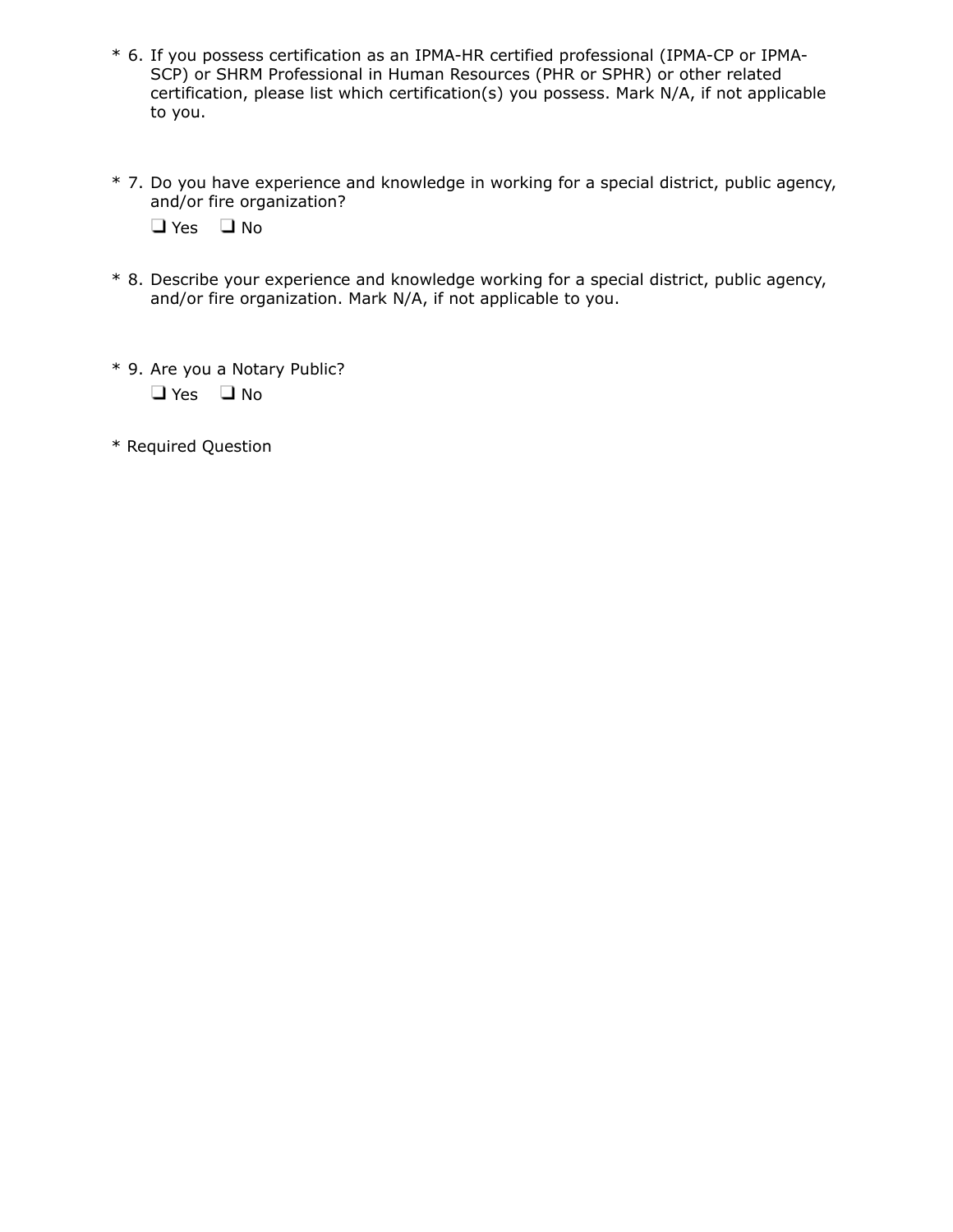* 6. If you possess certification as an IPMA-HR certified professional (IPMA-CP or IPMA-SCP) or SHRM Professional in Human Resources (PHR or SPHR) or other related certification, please list which certification(s) you possess. Mark N/A, if not applicable to you.

* 7. Do you have experience and knowledge in working for a special district, public agency, and/or fire organization?

   ❑ Yes ❑ No

* 8. Describe your experience and knowledge working for a special district, public agency, and/or fire organization. Mark N/A, if not applicable to you.

* 9. Are you a Notary Public?

   ❑ Yes ❑ No

* Required Question